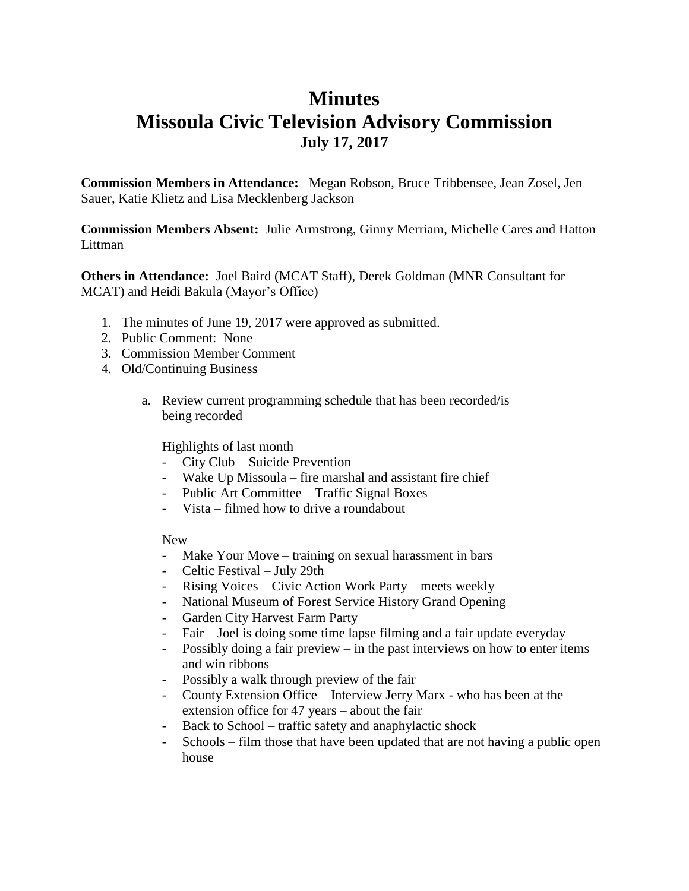# Minutes
# Missoula Civic Television Advisory Commission
### July 17, 2017

**Commission Members in Attendance:** Megan Robson, Bruce Tribbensee, Jean Zosel, Jen Sauer, Katie Klietz and Lisa Mecklenberg Jackson

**Commission Members Absent:** Julie Armstrong, Ginny Merriam, Michelle Cares and Hatton Littman

**Others in Attendance:** Joel Baird (MCAT Staff), Derek Goldman (MNR Consultant for MCAT) and Heidi Bakula (Mayor's Office)

1. The minutes of June 19, 2017 were approved as submitted.
2. Public Comment: None
3. Commission Member Comment
4. Old/Continuing Business

    a. Review current programming schedule that has been recorded/is being recorded

    <u>Highlights of last month</u>
    - City Club – Suicide Prevention
    - Wake Up Missoula – fire marshal and assistant fire chief
    - Public Art Committee – Traffic Signal Boxes
    - Vista – filmed how to drive a roundabout

    <u>New</u>
    - Make Your Move – training on sexual harassment in bars
    - Celtic Festival – July 29th
    - Rising Voices – Civic Action Work Party – meets weekly
    - National Museum of Forest Service History Grand Opening
    - Garden City Harvest Farm Party
    - Fair – Joel is doing some time lapse filming and a fair update everyday
    - Possibly doing a fair preview – in the past interviews on how to enter items and win ribbons
    - Possibly a walk through preview of the fair
    - County Extension Office – Interview Jerry Marx - who has been at the extension office for 47 years – about the fair
    - Back to School – traffic safety and anaphylactic shock
    - Schools – film those that have been updated that are not having a public open house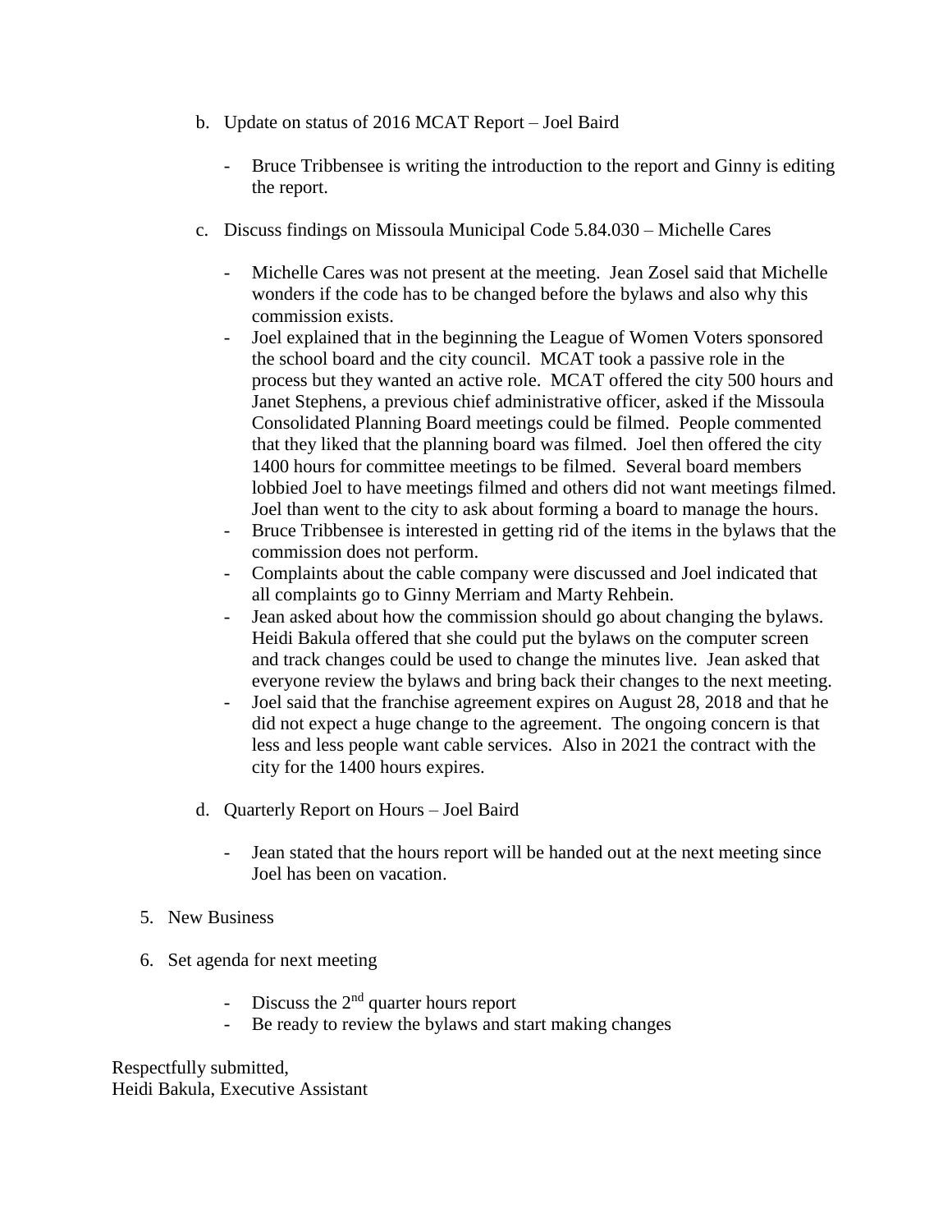b. Update on status of 2016 MCAT Report – Joel Baird

   - Bruce Tribbensee is writing the introduction to the report and Ginny is editing the report.

c. Discuss findings on Missoula Municipal Code 5.84.030 – Michelle Cares

   - Michelle Cares was not present at the meeting. Jean Zosel said that Michelle wonders if the code has to be changed before the bylaws and also why this commission exists.
   - Joel explained that in the beginning the League of Women Voters sponsored the school board and the city council. MCAT took a passive role in the process but they wanted an active role. MCAT offered the city 500 hours and Janet Stephens, a previous chief administrative officer, asked if the Missoula Consolidated Planning Board meetings could be filmed. People commented that they liked that the planning board was filmed. Joel then offered the city 1400 hours for committee meetings to be filmed. Several board members lobbied Joel to have meetings filmed and others did not want meetings filmed. Joel than went to the city to ask about forming a board to manage the hours.
   - Bruce Tribbensee is interested in getting rid of the items in the bylaws that the commission does not perform.
   - Complaints about the cable company were discussed and Joel indicated that all complaints go to Ginny Merriam and Marty Rehbein.
   - Jean asked about how the commission should go about changing the bylaws. Heidi Bakula offered that she could put the bylaws on the computer screen and track changes could be used to change the minutes live. Jean asked that everyone review the bylaws and bring back their changes to the next meeting.
   - Joel said that the franchise agreement expires on August 28, 2018 and that he did not expect a huge change to the agreement. The ongoing concern is that less and less people want cable services. Also in 2021 the contract with the city for the 1400 hours expires.

d. Quarterly Report on Hours – Joel Baird

   - Jean stated that the hours report will be handed out at the next meeting since Joel has been on vacation.

5. New Business

6. Set agenda for next meeting

   - Discuss the 2nd quarter hours report
   - Be ready to review the bylaws and start making changes

Respectfully submitted,
Heidi Bakula, Executive Assistant